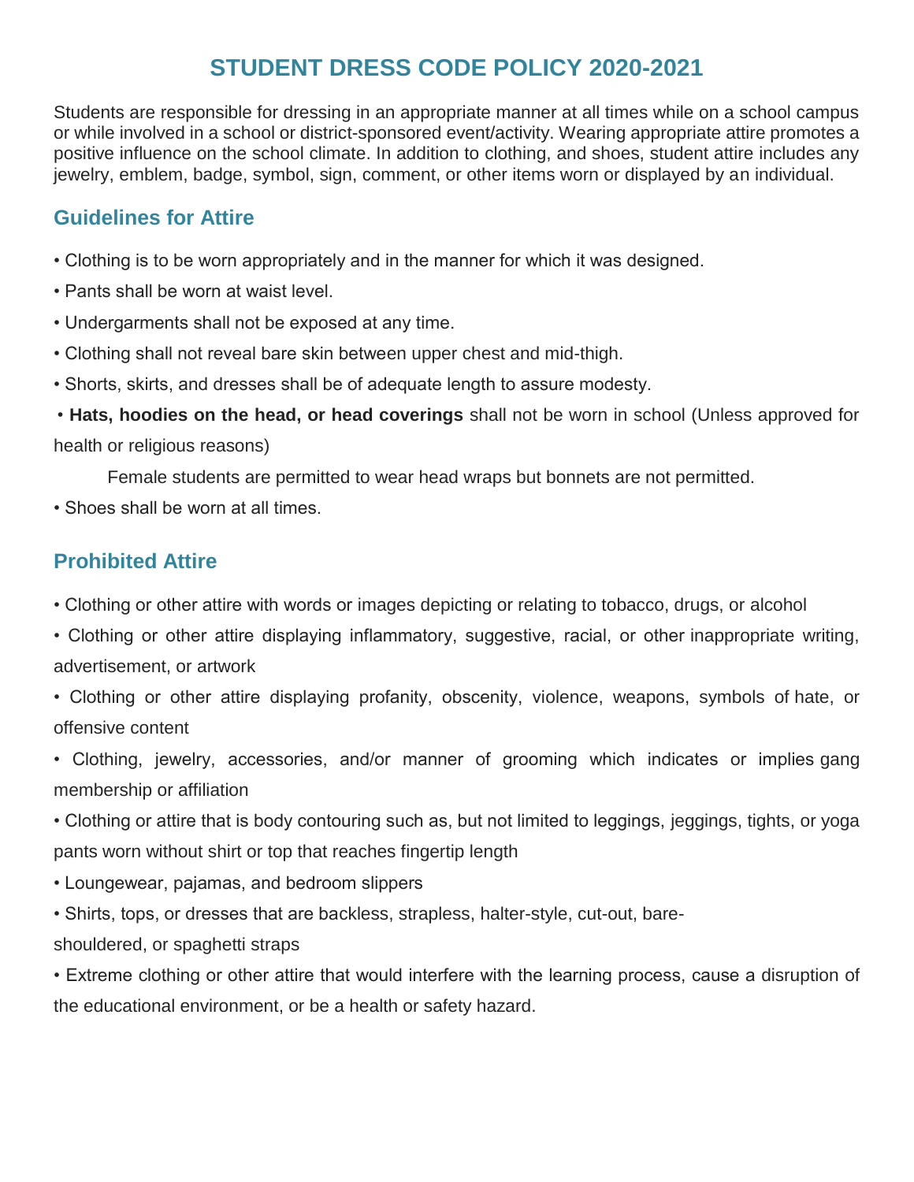# STUDENT DRESS CODE POLICY 2020-2021

Students are responsible for dressing in an appropriate manner at all times while on a school campus or while involved in a school or district-sponsored event/activity. Wearing appropriate attire promotes a positive influence on the school climate. In addition to clothing, and shoes, student attire includes any jewelry, emblem, badge, symbol, sign, comment, or other items worn or displayed by an individual.

## Guidelines for Attire

- Clothing is to be worn appropriately and in the manner for which it was designed.
- Pants shall be worn at waist level.
- Undergarments shall not be exposed at any time.
- Clothing shall not reveal bare skin between upper chest and mid-thigh.
- Shorts, skirts, and dresses shall be of adequate length to assure modesty.
- **Hats, hoodies on the head, or head coverings** shall not be worn in school (Unless approved for health or religious reasons)

  Female students are permitted to wear head wraps but bonnets are not permitted.
- Shoes shall be worn at all times.

## Prohibited Attire

- Clothing or other attire with words or images depicting or relating to tobacco, drugs, or alcohol
- Clothing or other attire displaying inflammatory, suggestive, racial, or other inappropriate writing, advertisement, or artwork
- Clothing or other attire displaying profanity, obscenity, violence, weapons, symbols of hate, or offensive content
- Clothing, jewelry, accessories, and/or manner of grooming which indicates or implies gang membership or affiliation
- Clothing or attire that is body contouring such as, but not limited to leggings, jeggings, tights, or yoga pants worn without shirt or top that reaches fingertip length
- Loungewear, pajamas, and bedroom slippers
- Shirts, tops, or dresses that are backless, strapless, halter-style, cut-out, bare-shouldered, or spaghetti straps
- Extreme clothing or other attire that would interfere with the learning process, cause a disruption of the educational environment, or be a health or safety hazard.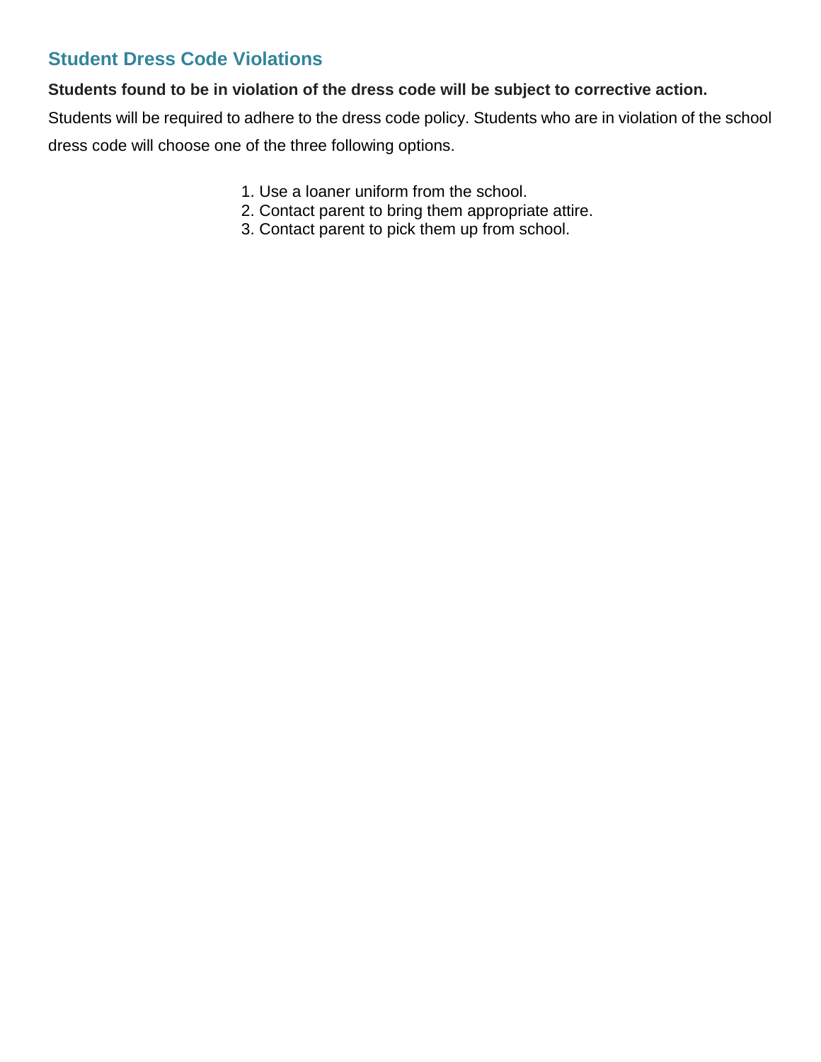## Student Dress Code Violations

**Students found to be in violation of the dress code will be subject to corrective action.**

Students will be required to adhere to the dress code policy. Students who are in violation of the school dress code will choose one of the three following options.

1. Use a loaner uniform from the school.
2. Contact parent to bring them appropriate attire.
3. Contact parent to pick them up from school.